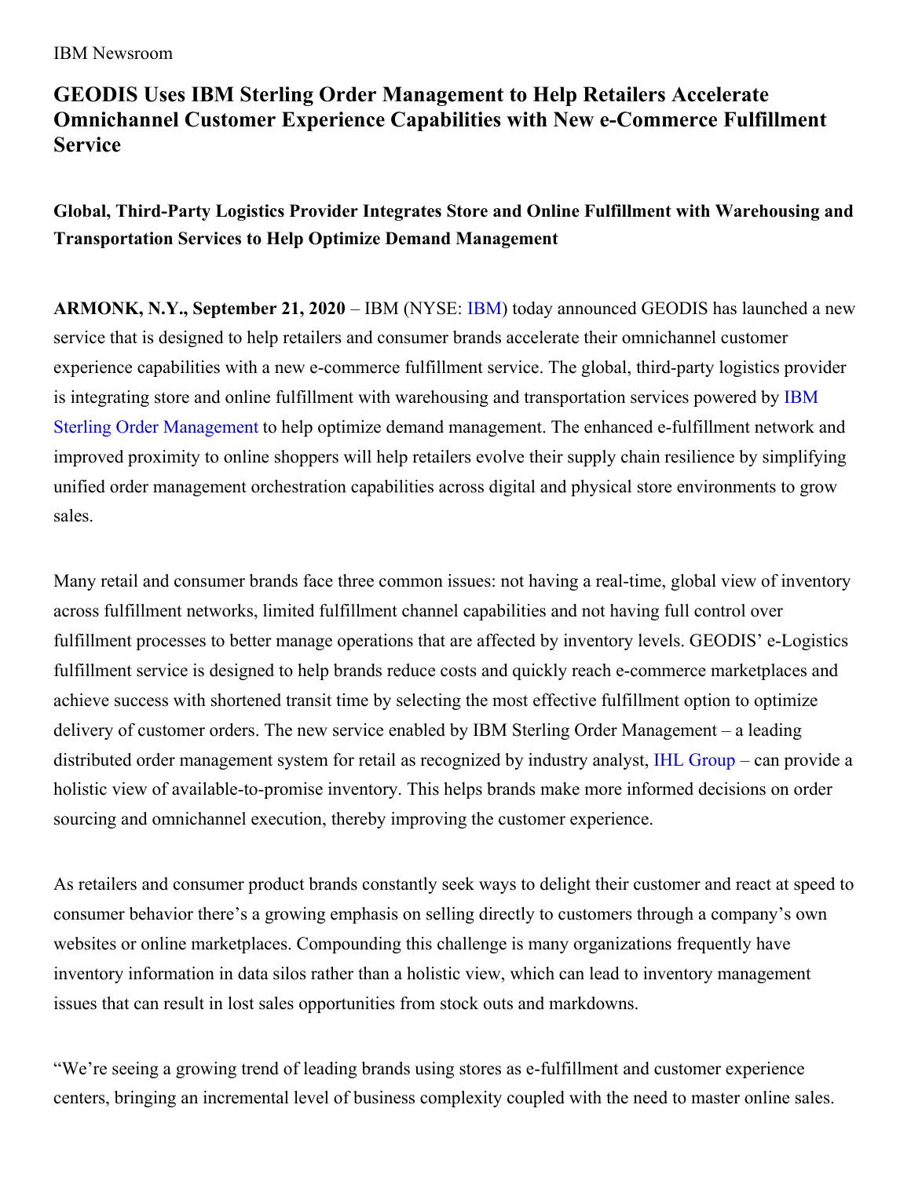IBM Newsroom

# GEODIS Uses IBM Sterling Order Management to Help Retailers Accelerate Omnichannel Customer Experience Capabilities with New e-Commerce Fulfillment Service

### Global, Third-Party Logistics Provider Integrates Store and Online Fulfillment with Warehousing and Transportation Services to Help Optimize Demand Management

**ARMONK, N.Y., September 21, 2020** – IBM (NYSE: IBM) today announced GEODIS has launched a new service that is designed to help retailers and consumer brands accelerate their omnichannel customer experience capabilities with a new e-commerce fulfillment service. The global, third-party logistics provider is integrating store and online fulfillment with warehousing and transportation services powered by IBM Sterling Order Management to help optimize demand management. The enhanced e-fulfillment network and improved proximity to online shoppers will help retailers evolve their supply chain resilience by simplifying unified order management orchestration capabilities across digital and physical store environments to grow sales.

Many retail and consumer brands face three common issues: not having a real-time, global view of inventory across fulfillment networks, limited fulfillment channel capabilities and not having full control over fulfillment processes to better manage operations that are affected by inventory levels. GEODIS' e-Logistics fulfillment service is designed to help brands reduce costs and quickly reach e-commerce marketplaces and achieve success with shortened transit time by selecting the most effective fulfillment option to optimize delivery of customer orders. The new service enabled by IBM Sterling Order Management – a leading distributed order management system for retail as recognized by industry analyst, IHL Group – can provide a holistic view of available-to-promise inventory. This helps brands make more informed decisions on order sourcing and omnichannel execution, thereby improving the customer experience.

As retailers and consumer product brands constantly seek ways to delight their customer and react at speed to consumer behavior there's a growing emphasis on selling directly to customers through a company's own websites or online marketplaces. Compounding this challenge is many organizations frequently have inventory information in data silos rather than a holistic view, which can lead to inventory management issues that can result in lost sales opportunities from stock outs and markdowns.

"We're seeing a growing trend of leading brands using stores as e-fulfillment and customer experience centers, bringing an incremental level of business complexity coupled with the need to master online sales.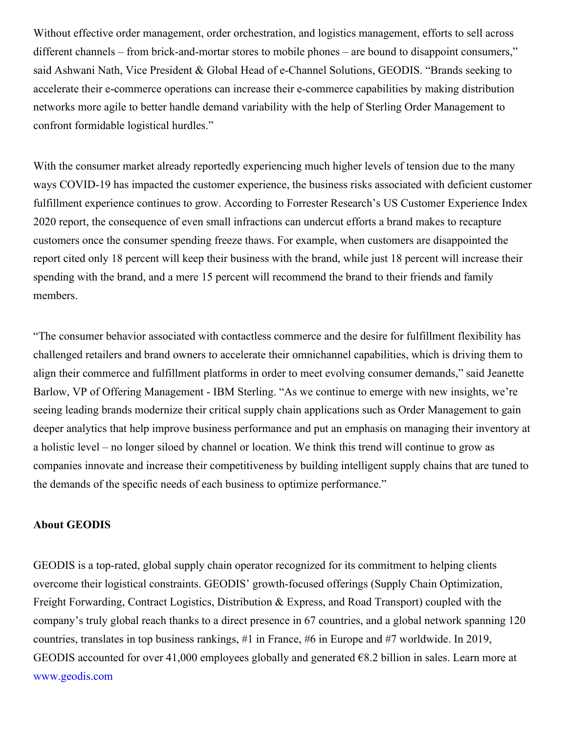Without effective order management, order orchestration, and logistics management, efforts to sell across different channels – from brick-and-mortar stores to mobile phones – are bound to disappoint consumers," said Ashwani Nath, Vice President & Global Head of e-Channel Solutions, GEODIS. "Brands seeking to accelerate their e-commerce operations can increase their e-commerce capabilities by making distribution networks more agile to better handle demand variability with the help of Sterling Order Management to confront formidable logistical hurdles."

With the consumer market already reportedly experiencing much higher levels of tension due to the many ways COVID-19 has impacted the customer experience, the business risks associated with deficient customer fulfillment experience continues to grow. According to Forrester Research's US Customer Experience Index 2020 report, the consequence of even small infractions can undercut efforts a brand makes to recapture customers once the consumer spending freeze thaws. For example, when customers are disappointed the report cited only 18 percent will keep their business with the brand, while just 18 percent will increase their spending with the brand, and a mere 15 percent will recommend the brand to their friends and family members.

"The consumer behavior associated with contactless commerce and the desire for fulfillment flexibility has challenged retailers and brand owners to accelerate their omnichannel capabilities, which is driving them to align their commerce and fulfillment platforms in order to meet evolving consumer demands," said Jeanette Barlow, VP of Offering Management - IBM Sterling. "As we continue to emerge with new insights, we're seeing leading brands modernize their critical supply chain applications such as Order Management to gain deeper analytics that help improve business performance and put an emphasis on managing their inventory at a holistic level – no longer siloed by channel or location. We think this trend will continue to grow as companies innovate and increase their competitiveness by building intelligent supply chains that are tuned to the demands of the specific needs of each business to optimize performance."

**About GEODIS**

GEODIS is a top-rated, global supply chain operator recognized for its commitment to helping clients overcome their logistical constraints. GEODIS' growth-focused offerings (Supply Chain Optimization, Freight Forwarding, Contract Logistics, Distribution & Express, and Road Transport) coupled with the company's truly global reach thanks to a direct presence in 67 countries, and a global network spanning 120 countries, translates in top business rankings, #1 in France, #6 in Europe and #7 worldwide. In 2019, GEODIS accounted for over 41,000 employees globally and generated €8.2 billion in sales. Learn more at www.geodis.com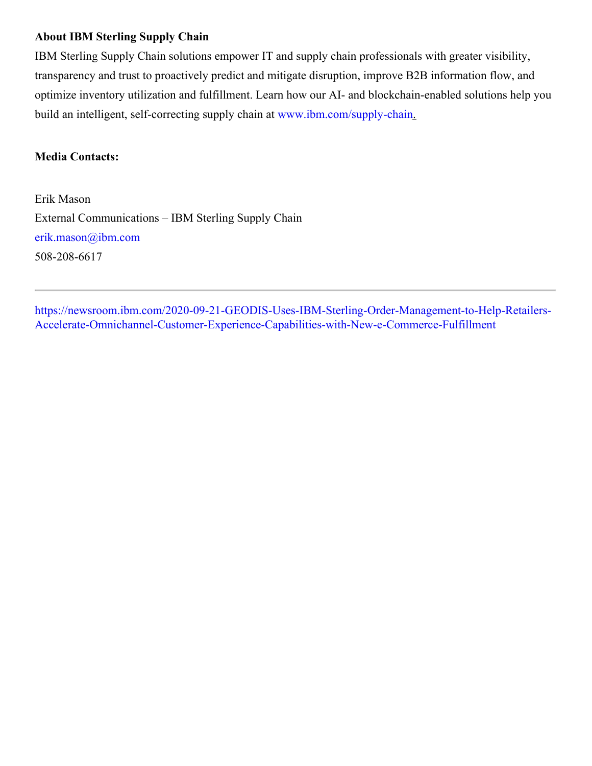**About IBM Sterling Supply Chain**

IBM Sterling Supply Chain solutions empower IT and supply chain professionals with greater visibility, transparency and trust to proactively predict and mitigate disruption, improve B2B information flow, and optimize inventory utilization and fulfillment. Learn how our AI- and blockchain-enabled solutions help you build an intelligent, self-correcting supply chain at www.ibm.com/supply-chain.

**Media Contacts:**

Erik Mason
External Communications – IBM Sterling Supply Chain
erik.mason@ibm.com
508-208-6617

---

https://newsroom.ibm.com/2020-09-21-GEODIS-Uses-IBM-Sterling-Order-Management-to-Help-Retailers-Accelerate-Omnichannel-Customer-Experience-Capabilities-with-New-e-Commerce-Fulfillment